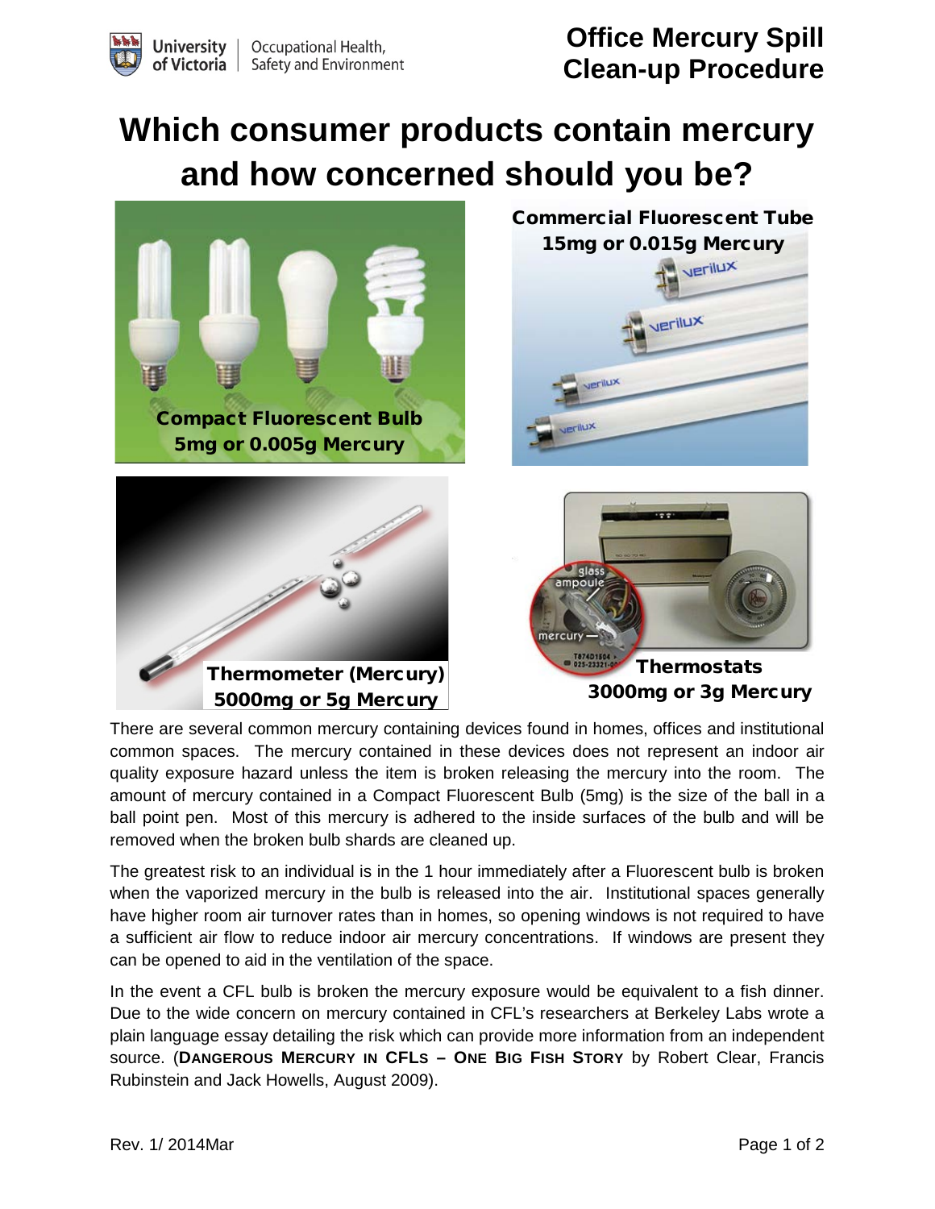# Office Mercury Spill Clean-up Procedure

## Which consumer products contain mercury and how concerned should you be?

**Compact Fluorescent Bulb**
**5mg or 0.005g Mercury**

**Commercial Fluorescent Tube**
**15mg or 0.015g Mercury**

**Thermometer (Mercury)**
**5000mg or 5g Mercury**

**Thermostats**
**3000mg or 3g Mercury**

There are several common mercury containing devices found in homes, offices and institutional common spaces. The mercury contained in these devices does not represent an indoor air quality exposure hazard unless the item is broken releasing the mercury into the room. The amount of mercury contained in a Compact Fluorescent Bulb (5mg) is the size of the ball in a ball point pen. Most of this mercury is adhered to the inside surfaces of the bulb and will be removed when the broken bulb shards are cleaned up.

The greatest risk to an individual is in the 1 hour immediately after a Fluorescent bulb is broken when the vaporized mercury in the bulb is released into the air. Institutional spaces generally have higher room air turnover rates than in homes, so opening windows is not required to have a sufficient air flow to reduce indoor air mercury concentrations. If windows are present they can be opened to aid in the ventilation of the space.

In the event a CFL bulb is broken the mercury exposure would be equivalent to a fish dinner. Due to the wide concern on mercury contained in CFL's researchers at Berkeley Labs wrote a plain language essay detailing the risk which can provide more information from an independent source. (**DANGEROUS MERCURY IN CFLS – ONE BIG FISH STORY** by Robert Clear, Francis Rubinstein and Jack Howells, August 2009).

Rev. 1/ 2014Mar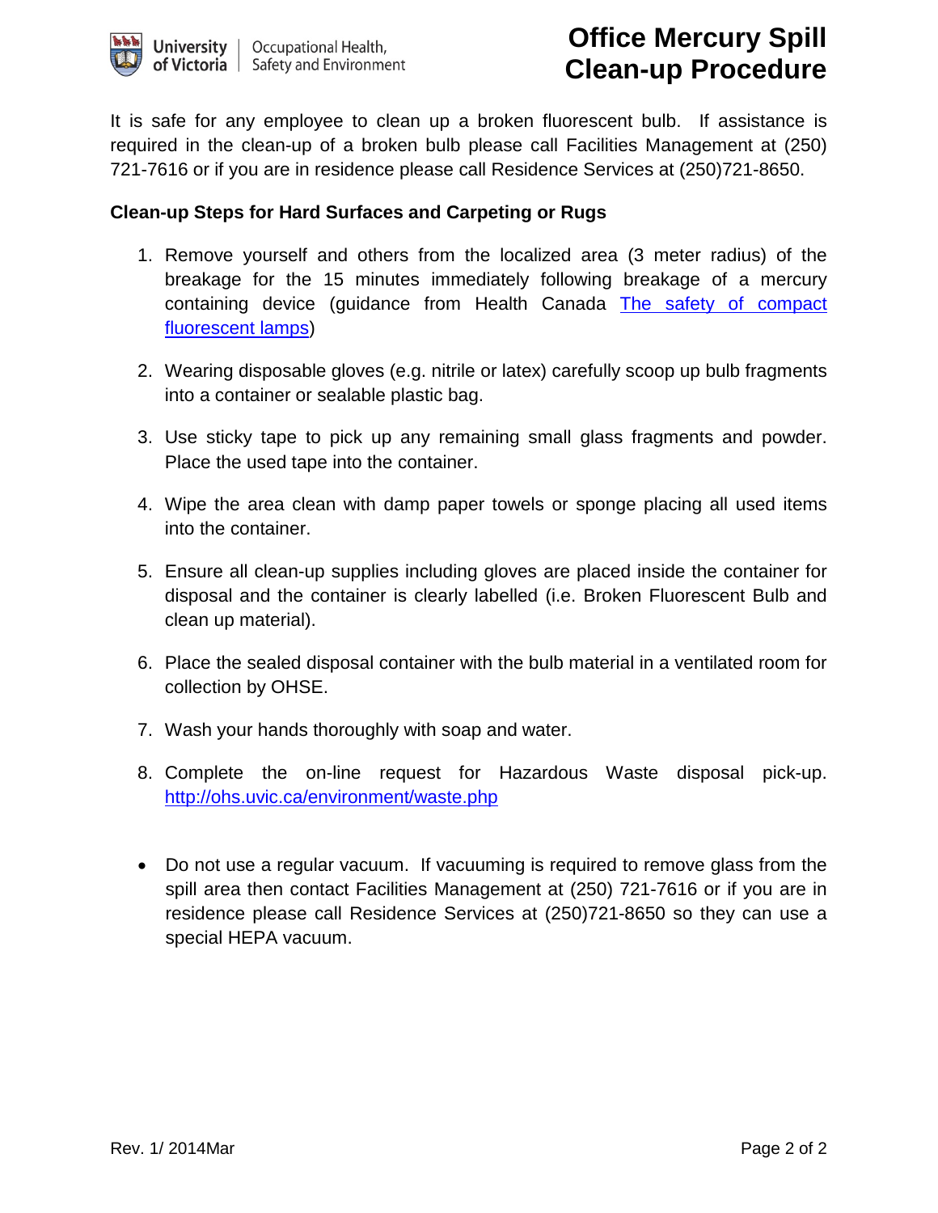# Office Mercury Spill Clean-up Procedure

It is safe for any employee to clean up a broken fluorescent bulb. If assistance is required in the clean-up of a broken bulb please call Facilities Management at (250) 721-7616 or if you are in residence please call Residence Services at (250)721-8650.

**Clean-up Steps for Hard Surfaces and Carpeting or Rugs**

1. Remove yourself and others from the localized area (3 meter radius) of the breakage for the 15 minutes immediately following breakage of a mercury containing device (guidance from Health Canada [The safety of compact fluorescent lamps](The safety of compact fluorescent lamps))

2. Wearing disposable gloves (e.g. nitrile or latex) carefully scoop up bulb fragments into a container or sealable plastic bag.

3. Use sticky tape to pick up any remaining small glass fragments and powder. Place the used tape into the container.

4. Wipe the area clean with damp paper towels or sponge placing all used items into the container.

5. Ensure all clean-up supplies including gloves are placed inside the container for disposal and the container is clearly labelled (i.e. Broken Fluorescent Bulb and clean up material).

6. Place the sealed disposal container with the bulb material in a ventilated room for collection by OHSE.

7. Wash your hands thoroughly with soap and water.

8. Complete the on-line request for Hazardous Waste disposal pick-up. http://ohs.uvic.ca/environment/waste.php

- Do not use a regular vacuum. If vacuuming is required to remove glass from the spill area then contact Facilities Management at (250) 721-7616 or if you are in residence please call Residence Services at (250)721-8650 so they can use a special HEPA vacuum.

Rev. 1/ 2014Mar